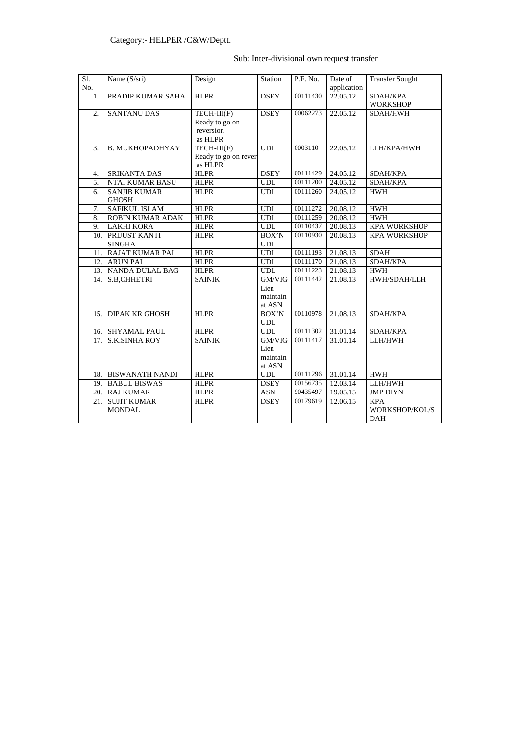Category:- HELPER /C&W/Deptt.

Sub: Inter-divisional own request transfer

| Sl. No. | Name (S/sri) | Design | Station | P.F. No. | Date of application | Transfer Sought |
|---|---|---|---|---|---|---|
| 1. | PRADIP KUMAR SAHA | HLPR | DSEY | 00111430 | 22.05.12 | SDAH/KPA WORKSHOP |
| 2. | SANTANU DAS | TECH-III(F) Ready to go on reversion as HLPR | DSEY | 00062273 | 22.05.12 | SDAH/HWH |
| 3. | B. MUKHOPADHYAY | TECH-III(F) Ready to go on rever as HLPR | UDL | 0003110 | 22.05.12 | LLH/KPA/HWH |
| 4. | SRIKANTA DAS | HLPR | DSEY | 00111429 | 24.05.12 | SDAH/KPA |
| 5. | NTAI KUMAR BASU | HLPR | UDL | 00111200 | 24.05.12 | SDAH/KPA |
| 6. | SANJIB KUMAR GHOSH | HLPR | UDL | 00111260 | 24.05.12 | HWH |
| 7. | SAFIKUL ISLAM | HLPR | UDL | 00111272 | 20.08.12 | HWH |
| 8. | ROBIN KUMAR ADAK | HLPR | UDL | 00111259 | 20.08.12 | HWH |
| 9. | LAKHI KORA | HLPR | UDL | 00110437 | 20.08.13 | KPA WORKSHOP |
| 10. | PRIJUST KANTI SINGHA | HLPR | BOX'N UDL | 00110930 | 20.08.13 | KPA WORKSHOP |
| 11. | RAJAT KUMAR PAL | HLPR | UDL | 00111193 | 21.08.13 | SDAH |
| 12. | ARUN PAL | HLPR | UDL | 00111170 | 21.08.13 | SDAH/KPA |
| 13. | NANDA DULAL BAG | HLPR | UDL | 00111223 | 21.08.13 | HWH |
| 14. | S.B,CHHETRI | SAINIK | GM/VIG Lien maintain at ASN | 00111442 | 21.08.13 | HWH/SDAH/LLH |
| 15. | DIPAK KR GHOSH | HLPR | BOX'N UDL | 00110978 | 21.08.13 | SDAH/KPA |
| 16. | SHYAMAL PAUL | HLPR | UDL | 00111302 | 31.01.14 | SDAH/KPA |
| 17. | S.K.SINHA ROY | SAINIK | GM/VIG Lien maintain at ASN | 00111417 | 31.01.14 | LLH/HWH |
| 18. | BISWANATH NANDI | HLPR | UDL | 00111296 | 31.01.14 | HWH |
| 19. | BABUL BISWAS | HLPR | DSEY | 00156735 | 12.03.14 | LLH/HWH |
| 20. | RAJ KUMAR | HLPR | ASN | 90435497 | 19.05.15 | JMP DIVN |
| 21. | SUJIT KUMAR MONDAL | HLPR | DSEY | 00179619 | 12.06.15 | KPA WORKSHOP/KOL/SDAH |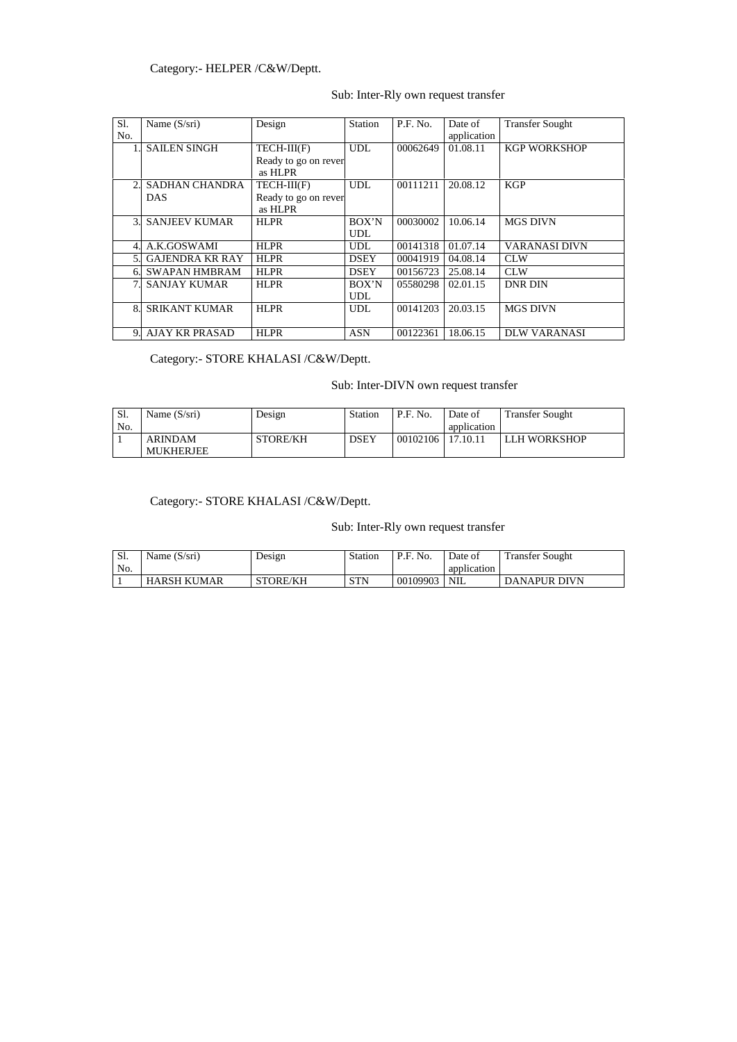Category:- HELPER /C&W/Deptt.

Sub: Inter-Rly own request transfer

| Sl. No. | Name (S/sri) | Design | Station | P.F. No. | Date of application | Transfer Sought |
|---|---|---|---|---|---|---|
| 1. | SAILEN SINGH | TECH-III(F) Ready to go on rever as HLPR | UDL | 00062649 | 01.08.11 | KGP WORKSHOP |
| 2. | SADHAN CHANDRA DAS | TECH-III(F) Ready to go on rever as HLPR | UDL | 00111211 | 20.08.12 | KGP |
| 3. | SANJEEV KUMAR | HLPR | BOX'N UDL | 00030002 | 10.06.14 | MGS DIVN |
| 4. | A.K.GOSWAMI | HLPR | UDL | 00141318 | 01.07.14 | VARANASI DIVN |
| 5. | GAJENDRA KR RAY | HLPR | DSEY | 00041919 | 04.08.14 | CLW |
| 6. | SWAPAN HMBRAM | HLPR | DSEY | 00156723 | 25.08.14 | CLW |
| 7. | SANJAY KUMAR | HLPR | BOX'N UDL | 05580298 | 02.01.15 | DNR DIN |
| 8. | SRIKANT KUMAR | HLPR | UDL | 00141203 | 20.03.15 | MGS DIVN |
| 9. | AJAY KR PRASAD | HLPR | ASN | 00122361 | 18.06.15 | DLW VARANASI |

Category:- STORE KHALASI /C&W/Deptt.

Sub: Inter-DIVN own request transfer

| Sl. No. | Name (S/sri) | Design | Station | P.F. No. | Date of application | Transfer Sought |
|---|---|---|---|---|---|---|
| 1 | ARINDAM MUKHERJEE | STORE/KH | DSEY | 00102106 | 17.10.11 | LLH WORKSHOP |

Category:- STORE KHALASI /C&W/Deptt.

Sub: Inter-Rly own request transfer

| Sl. No. | Name (S/sri) | Design | Station | P.F. No. | Date of application | Transfer Sought |
|---|---|---|---|---|---|---|
| 1 | HARSH KUMAR | STORE/KH | STN | 00109903 | NIL | DANAPUR DIVN |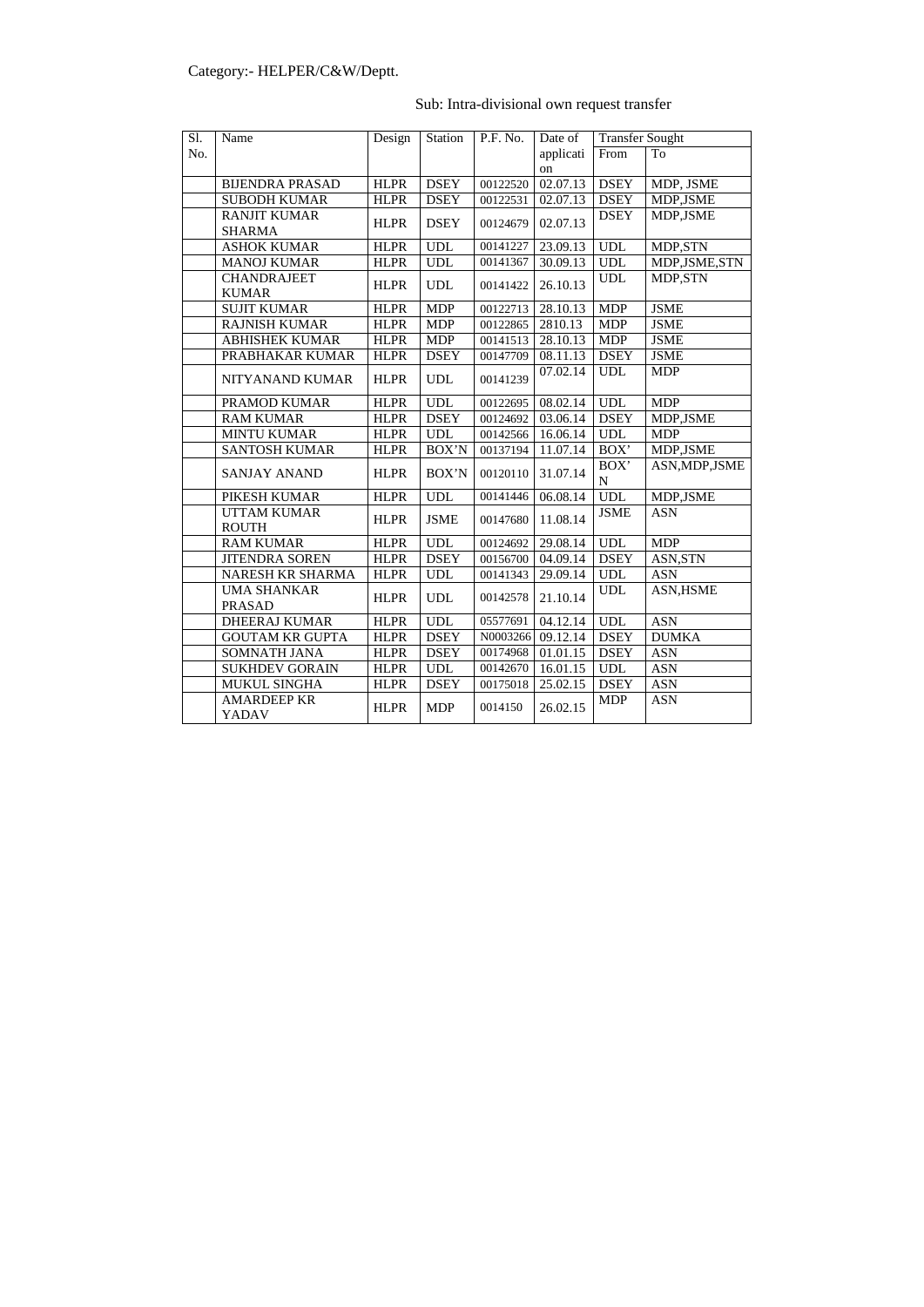Category:- HELPER/C&W/Deptt.

Sub: Intra-divisional own request transfer

| Sl. No. | Name | Design | Station | P.F. No. | Date of application | Transfer Sought | |
|---|---|---|---|---|---|---|---|
| | | | | | | From | To |
| | BIJENDRA PRASAD | HLPR | DSEY | 00122520 | 02.07.13 | DSEY | MDP, JSME |
| | SUBODH KUMAR | HLPR | DSEY | 00122531 | 02.07.13 | DSEY | MDP,JSME |
| | RANJIT KUMAR SHARMA | HLPR | DSEY | 00124679 | 02.07.13 | DSEY | MDP,JSME |
| | ASHOK KUMAR | HLPR | UDL | 00141227 | 23.09.13 | UDL | MDP,STN |
| | MANOJ KUMAR | HLPR | UDL | 00141367 | 30.09.13 | UDL | MDP,JSME,STN |
| | CHANDRAJEET KUMAR | HLPR | UDL | 00141422 | 26.10.13 | UDL | MDP,STN |
| | SUJIT KUMAR | HLPR | MDP | 00122713 | 28.10.13 | MDP | JSME |
| | RAJNISH KUMAR | HLPR | MDP | 00122865 | 2810.13 | MDP | JSME |
| | ABHISHEK KUMAR | HLPR | MDP | 00141513 | 28.10.13 | MDP | JSME |
| | PRABHAKAR KUMAR | HLPR | DSEY | 00147709 | 08.11.13 | DSEY | JSME |
| | NITYANAND KUMAR | HLPR | UDL | 00141239 | 07.02.14 | UDL | MDP |
| | PRAMOD KUMAR | HLPR | UDL | 00122695 | 08.02.14 | UDL | MDP |
| | RAM KUMAR | HLPR | DSEY | 00124692 | 03.06.14 | DSEY | MDP,JSME |
| | MINTU KUMAR | HLPR | UDL | 00142566 | 16.06.14 | UDL | MDP |
| | SANTOSH KUMAR | HLPR | BOX'N | 00137194 | 11.07.14 | BOX' | MDP,JSME |
| | SANJAY ANAND | HLPR | BOX'N | 00120110 | 31.07.14 | BOX' N | ASN,MDP,JSME |
| | PIKESH KUMAR | HLPR | UDL | 00141446 | 06.08.14 | UDL | MDP,JSME |
| | UTTAM KUMAR ROUTH | HLPR | JSME | 00147680 | 11.08.14 | JSME | ASN |
| | RAM KUMAR | HLPR | UDL | 00124692 | 29.08.14 | UDL | MDP |
| | JITENDRA SOREN | HLPR | DSEY | 00156700 | 04.09.14 | DSEY | ASN,STN |
| | NARESH KR SHARMA | HLPR | UDL | 00141343 | 29.09.14 | UDL | ASN |
| | UMA SHANKAR PRASAD | HLPR | UDL | 00142578 | 21.10.14 | UDL | ASN,HSME |
| | DHEERAJ KUMAR | HLPR | UDL | 05577691 | 04.12.14 | UDL | ASN |
| | GOUTAM KR GUPTA | HLPR | DSEY | N0003266 | 09.12.14 | DSEY | DUMKA |
| | SOMNATH JANA | HLPR | DSEY | 00174968 | 01.01.15 | DSEY | ASN |
| | SUKHDEV GORAIN | HLPR | UDL | 00142670 | 16.01.15 | UDL | ASN |
| | MUKUL SINGHA | HLPR | DSEY | 00175018 | 25.02.15 | DSEY | ASN |
| | AMARDEEP KR YADAV | HLPR | MDP | 0014150 | 26.02.15 | MDP | ASN |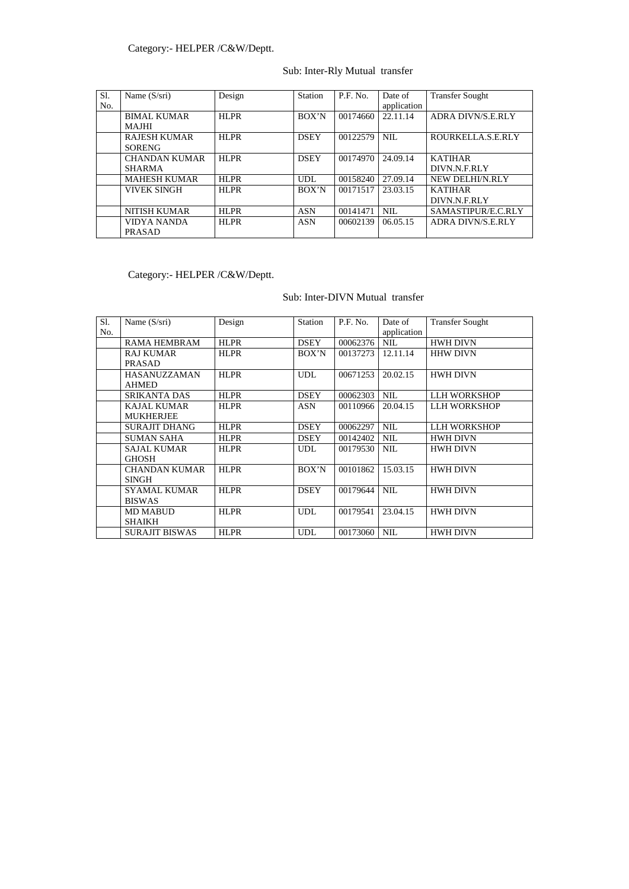Category:- HELPER /C&W/Deptt.

Sub: Inter-Rly Mutual transfer

| Sl. No. | Name (S/sri) | Design | Station | P.F. No. | Date of application | Transfer Sought |
|---|---|---|---|---|---|---|
| | BIMAL KUMAR MAJHI | HLPR | BOX'N | 00174660 | 22.11.14 | ADRA DIVN/S.E.RLY |
| | RAJESH KUMAR SORENG | HLPR | DSEY | 00122579 | NIL | ROURKELLA.S.E.RLY |
| | CHANDAN KUMAR SHARMA | HLPR | DSEY | 00174970 | 24.09.14 | KATIHAR DIVN.N.F.RLY |
| | MAHESH KUMAR | HLPR | UDL | 00158240 | 27.09.14 | NEW DELHI/N.RLY |
| | VIVEK SINGH | HLPR | BOX'N | 00171517 | 23.03.15 | KATIHAR DIVN.N.F.RLY |
| | NITISH KUMAR | HLPR | ASN | 00141471 | NIL | SAMASTIPUR/E.C.RLY |
| | VIDYA NANDA PRASAD | HLPR | ASN | 00602139 | 06.05.15 | ADRA DIVN/S.E.RLY |

Category:- HELPER /C&W/Deptt.

Sub: Inter-DIVN Mutual transfer

| Sl. No. | Name (S/sri) | Design | Station | P.F. No. | Date of application | Transfer Sought |
|---|---|---|---|---|---|---|
| | RAMA HEMBRAM | HLPR | DSEY | 00062376 | NIL | HWH DIVN |
| | RAJ KUMAR PRASAD | HLPR | BOX'N | 00137273 | 12.11.14 | HHW DIVN |
| | HASANUZZAMAN AHMED | HLPR | UDL | 00671253 | 20.02.15 | HWH DIVN |
| | SRIKANTA DAS | HLPR | DSEY | 00062303 | NIL | LLH WORKSHOP |
| | KAJAL KUMAR MUKHERJEE | HLPR | ASN | 00110966 | 20.04.15 | LLH WORKSHOP |
| | SURAJIT DHANG | HLPR | DSEY | 00062297 | NIL | LLH WORKSHOP |
| | SUMAN SAHA | HLPR | DSEY | 00142402 | NIL | HWH DIVN |
| | SAJAL KUMAR GHOSH | HLPR | UDL | 00179530 | NIL | HWH DIVN |
| | CHANDAN KUMAR SINGH | HLPR | BOX'N | 00101862 | 15.03.15 | HWH DIVN |
| | SYAMAL KUMAR BISWAS | HLPR | DSEY | 00179644 | NIL | HWH DIVN |
| | MD MABUD SHAIKH | HLPR | UDL | 00179541 | 23.04.15 | HWH DIVN |
| | SURAJIT BISWAS | HLPR | UDL | 00173060 | NIL | HWH DIVN |